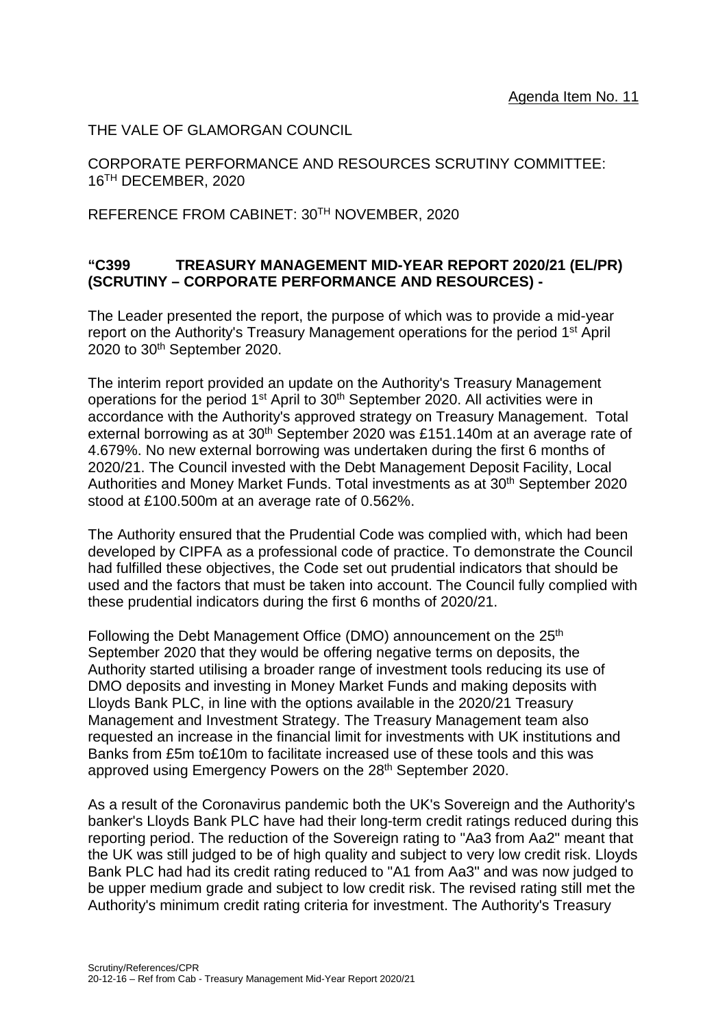Agenda Item No. 11

THE VALE OF GLAMORGAN COUNCIL

CORPORATE PERFORMANCE AND RESOURCES SCRUTINY COMMITTEE: 16TH DECEMBER, 2020

REFERENCE FROM CABINET: 30TH NOVEMBER, 2020

**"C399 TREASURY MANAGEMENT MID-YEAR REPORT 2020/21 (EL/PR) (SCRUTINY – CORPORATE PERFORMANCE AND RESOURCES) -**

The Leader presented the report, the purpose of which was to provide a mid-year report on the Authority's Treasury Management operations for the period 1st April 2020 to 30th September 2020.

The interim report provided an update on the Authority's Treasury Management operations for the period 1st April to 30th September 2020. All activities were in accordance with the Authority's approved strategy on Treasury Management. Total external borrowing as at 30th September 2020 was £151.140m at an average rate of 4.679%. No new external borrowing was undertaken during the first 6 months of 2020/21. The Council invested with the Debt Management Deposit Facility, Local Authorities and Money Market Funds. Total investments as at 30th September 2020 stood at £100.500m at an average rate of 0.562%.

The Authority ensured that the Prudential Code was complied with, which had been developed by CIPFA as a professional code of practice. To demonstrate the Council had fulfilled these objectives, the Code set out prudential indicators that should be used and the factors that must be taken into account. The Council fully complied with these prudential indicators during the first 6 months of 2020/21.

Following the Debt Management Office (DMO) announcement on the 25th September 2020 that they would be offering negative terms on deposits, the Authority started utilising a broader range of investment tools reducing its use of DMO deposits and investing in Money Market Funds and making deposits with Lloyds Bank PLC, in line with the options available in the 2020/21 Treasury Management and Investment Strategy. The Treasury Management team also requested an increase in the financial limit for investments with UK institutions and Banks from £5m to£10m to facilitate increased use of these tools and this was approved using Emergency Powers on the 28th September 2020.

As a result of the Coronavirus pandemic both the UK's Sovereign and the Authority's banker's Lloyds Bank PLC have had their long-term credit ratings reduced during this reporting period. The reduction of the Sovereign rating to "Aa3 from Aa2" meant that the UK was still judged to be of high quality and subject to very low credit risk. Lloyds Bank PLC had had its credit rating reduced to "A1 from Aa3" and was now judged to be upper medium grade and subject to low credit risk. The revised rating still met the Authority's minimum credit rating criteria for investment. The Authority's Treasury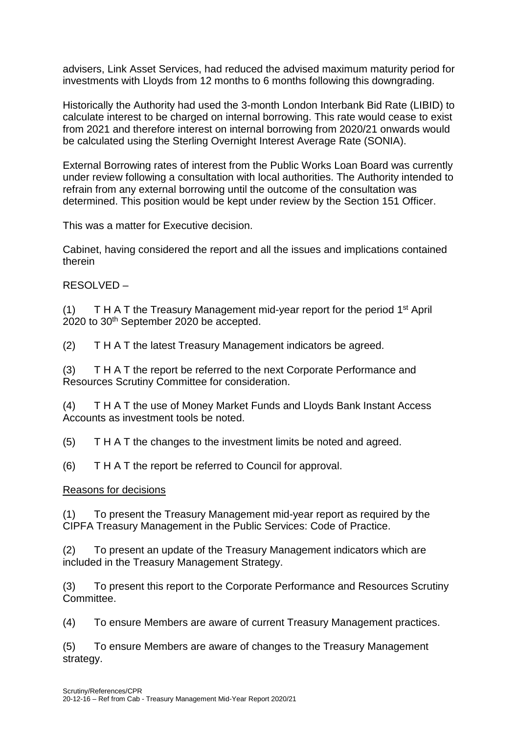advisers, Link Asset Services, had reduced the advised maximum maturity period for investments with Lloyds from 12 months to 6 months following this downgrading.

Historically the Authority had used the 3-month London Interbank Bid Rate (LIBID) to calculate interest to be charged on internal borrowing. This rate would cease to exist from 2021 and therefore interest on internal borrowing from 2020/21 onwards would be calculated using the Sterling Overnight Interest Average Rate (SONIA).

External Borrowing rates of interest from the Public Works Loan Board was currently under review following a consultation with local authorities. The Authority intended to refrain from any external borrowing until the outcome of the consultation was determined. This position would be kept under review by the Section 151 Officer.

This was a matter for Executive decision.

Cabinet, having considered the report and all the issues and implications contained therein

RESOLVED –

(1) T H A T the Treasury Management mid-year report for the period 1st April 2020 to 30th September 2020 be accepted.

(2) T H A T the latest Treasury Management indicators be agreed.

(3) T H A T the report be referred to the next Corporate Performance and Resources Scrutiny Committee for consideration.

(4) T H A T the use of Money Market Funds and Lloyds Bank Instant Access Accounts as investment tools be noted.

(5) T H A T the changes to the investment limits be noted and agreed.

(6) T H A T the report be referred to Council for approval.

Reasons for decisions

(1) To present the Treasury Management mid-year report as required by the CIPFA Treasury Management in the Public Services: Code of Practice.

(2) To present an update of the Treasury Management indicators which are included in the Treasury Management Strategy.

(3) To present this report to the Corporate Performance and Resources Scrutiny Committee.

(4) To ensure Members are aware of current Treasury Management practices.

(5) To ensure Members are aware of changes to the Treasury Management strategy.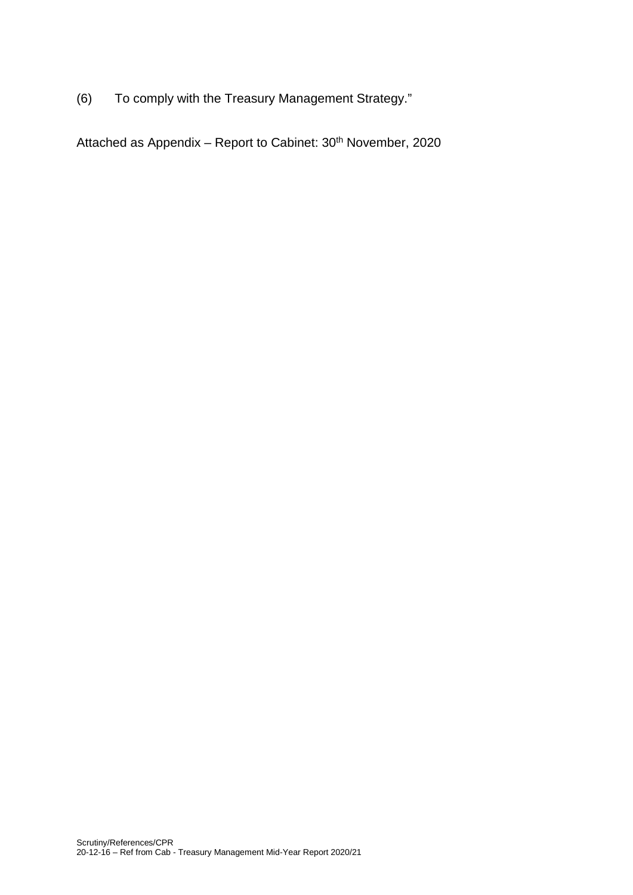(6) To comply with the Treasury Management Strategy."

Attached as Appendix – Report to Cabinet: 30th November, 2020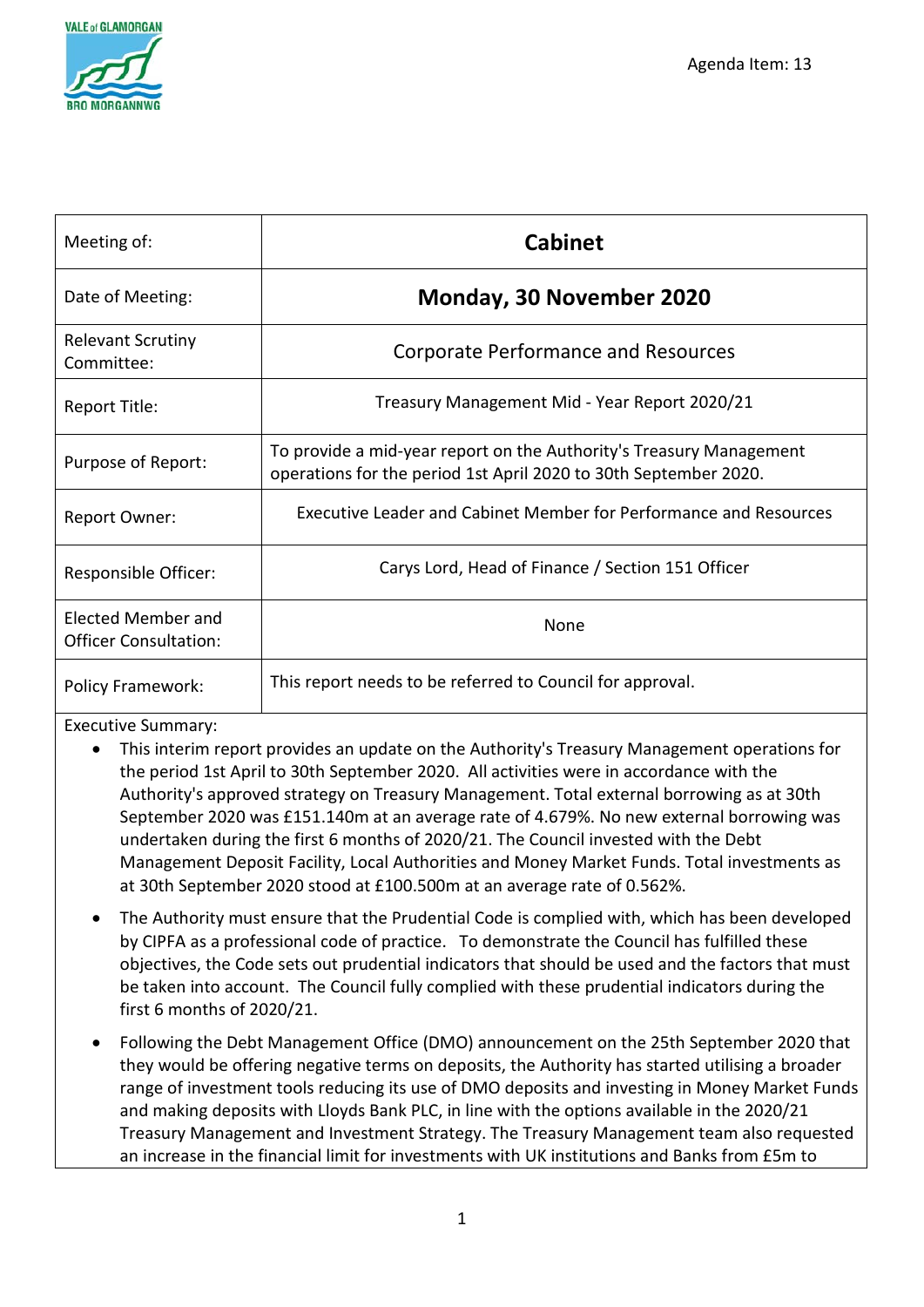Agenda Item: 13

| Meeting of: | **Cabinet** |
|---|---|
| Date of Meeting: | **Monday, 30 November 2020** |
| Relevant Scrutiny Committee: | Corporate Performance and Resources |
| Report Title: | Treasury Management Mid - Year Report 2020/21 |
| Purpose of Report: | To provide a mid-year report on the Authority's Treasury Management operations for the period 1st April 2020 to 30th September 2020. |
| Report Owner: | Executive Leader and Cabinet Member for Performance and Resources |
| Responsible Officer: | Carys Lord, Head of Finance / Section 151 Officer |
| Elected Member and Officer Consultation: | None |
| Policy Framework: | This report needs to be referred to Council for approval. |

Executive Summary:

- This interim report provides an update on the Authority's Treasury Management operations for the period 1st April to 30th September 2020. All activities were in accordance with the Authority's approved strategy on Treasury Management. Total external borrowing as at 30th September 2020 was £151.140m at an average rate of 4.679%. No new external borrowing was undertaken during the first 6 months of 2020/21. The Council invested with the Debt Management Deposit Facility, Local Authorities and Money Market Funds. Total investments as at 30th September 2020 stood at £100.500m at an average rate of 0.562%.
- The Authority must ensure that the Prudential Code is complied with, which has been developed by CIPFA as a professional code of practice. To demonstrate the Council has fulfilled these objectives, the Code sets out prudential indicators that should be used and the factors that must be taken into account. The Council fully complied with these prudential indicators during the first 6 months of 2020/21.
- Following the Debt Management Office (DMO) announcement on the 25th September 2020 that they would be offering negative terms on deposits, the Authority has started utilising a broader range of investment tools reducing its use of DMO deposits and investing in Money Market Funds and making deposits with Lloyds Bank PLC, in line with the options available in the 2020/21 Treasury Management and Investment Strategy. The Treasury Management team also requested an increase in the financial limit for investments with UK institutions and Banks from £5m to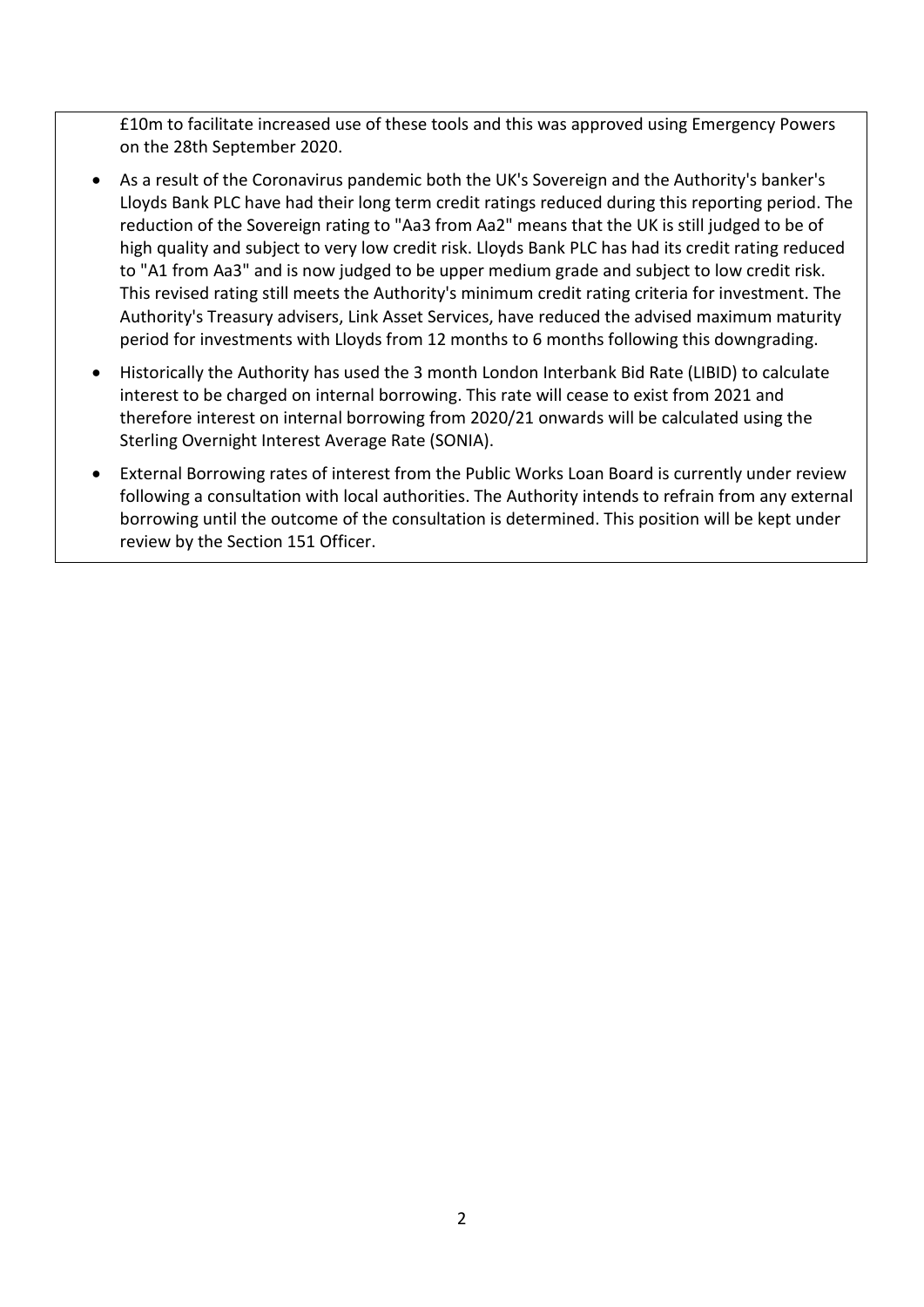£10m to facilitate increased use of these tools and this was approved using Emergency Powers on the 28th September 2020.

- As a result of the Coronavirus pandemic both the UK's Sovereign and the Authority's banker's Lloyds Bank PLC have had their long term credit ratings reduced during this reporting period. The reduction of the Sovereign rating to "Aa3 from Aa2" means that the UK is still judged to be of high quality and subject to very low credit risk. Lloyds Bank PLC has had its credit rating reduced to "A1 from Aa3" and is now judged to be upper medium grade and subject to low credit risk. This revised rating still meets the Authority's minimum credit rating criteria for investment. The Authority's Treasury advisers, Link Asset Services, have reduced the advised maximum maturity period for investments with Lloyds from 12 months to 6 months following this downgrading.
- Historically the Authority has used the 3 month London Interbank Bid Rate (LIBID) to calculate interest to be charged on internal borrowing. This rate will cease to exist from 2021 and therefore interest on internal borrowing from 2020/21 onwards will be calculated using the Sterling Overnight Interest Average Rate (SONIA).
- External Borrowing rates of interest from the Public Works Loan Board is currently under review following a consultation with local authorities. The Authority intends to refrain from any external borrowing until the outcome of the consultation is determined. This position will be kept under review by the Section 151 Officer.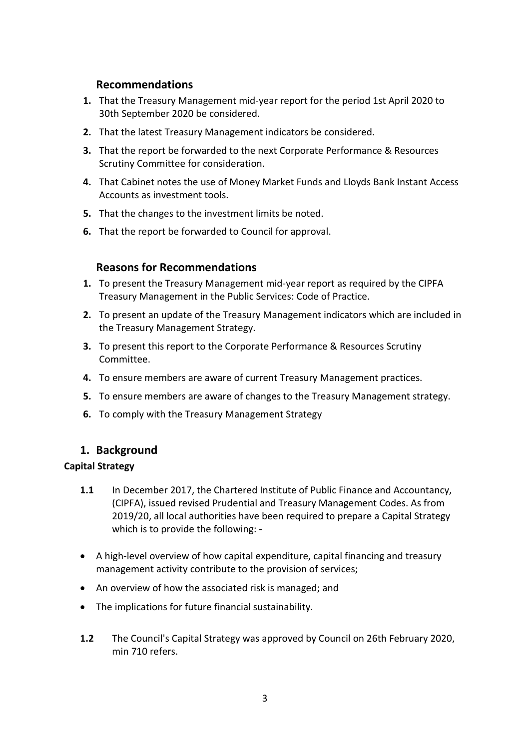## Recommendations

1. That the Treasury Management mid-year report for the period 1st April 2020 to 30th September 2020 be considered.
2. That the latest Treasury Management indicators be considered.
3. That the report be forwarded to the next Corporate Performance & Resources Scrutiny Committee for consideration.
4. That Cabinet notes the use of Money Market Funds and Lloyds Bank Instant Access Accounts as investment tools.
5. That the changes to the investment limits be noted.
6. That the report be forwarded to Council for approval.

## Reasons for Recommendations

1. To present the Treasury Management mid-year report as required by the CIPFA Treasury Management in the Public Services: Code of Practice.
2. To present an update of the Treasury Management indicators which are included in the Treasury Management Strategy.
3. To present this report to the Corporate Performance & Resources Scrutiny Committee.
4. To ensure members are aware of current Treasury Management practices.
5. To ensure members are aware of changes to the Treasury Management strategy.
6. To comply with the Treasury Management Strategy

## 1. Background

**Capital Strategy**

**1.1** In December 2017, the Chartered Institute of Public Finance and Accountancy, (CIPFA), issued revised Prudential and Treasury Management Codes. As from 2019/20, all local authorities have been required to prepare a Capital Strategy which is to provide the following: -

- A high-level overview of how capital expenditure, capital financing and treasury management activity contribute to the provision of services;
- An overview of how the associated risk is managed; and
- The implications for future financial sustainability.

**1.2** The Council's Capital Strategy was approved by Council on 26th February 2020, min 710 refers.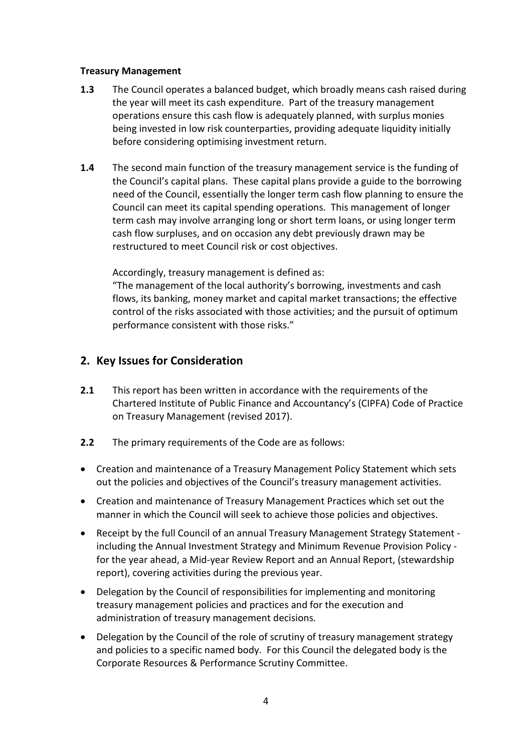**Treasury Management**

**1.3** The Council operates a balanced budget, which broadly means cash raised during the year will meet its cash expenditure. Part of the treasury management operations ensure this cash flow is adequately planned, with surplus monies being invested in low risk counterparties, providing adequate liquidity initially before considering optimising investment return.

**1.4** The second main function of the treasury management service is the funding of the Council's capital plans. These capital plans provide a guide to the borrowing need of the Council, essentially the longer term cash flow planning to ensure the Council can meet its capital spending operations. This management of longer term cash may involve arranging long or short term loans, or using longer term cash flow surpluses, and on occasion any debt previously drawn may be restructured to meet Council risk or cost objectives.

Accordingly, treasury management is defined as:
"The management of the local authority's borrowing, investments and cash flows, its banking, money market and capital market transactions; the effective control of the risks associated with those activities; and the pursuit of optimum performance consistent with those risks."

## 2. Key Issues for Consideration

**2.1** This report has been written in accordance with the requirements of the Chartered Institute of Public Finance and Accountancy's (CIPFA) Code of Practice on Treasury Management (revised 2017).

**2.2** The primary requirements of the Code are as follows:

- Creation and maintenance of a Treasury Management Policy Statement which sets out the policies and objectives of the Council's treasury management activities.
- Creation and maintenance of Treasury Management Practices which set out the manner in which the Council will seek to achieve those policies and objectives.
- Receipt by the full Council of an annual Treasury Management Strategy Statement - including the Annual Investment Strategy and Minimum Revenue Provision Policy - for the year ahead, a Mid-year Review Report and an Annual Report, (stewardship report), covering activities during the previous year.
- Delegation by the Council of responsibilities for implementing and monitoring treasury management policies and practices and for the execution and administration of treasury management decisions.
- Delegation by the Council of the role of scrutiny of treasury management strategy and policies to a specific named body. For this Council the delegated body is the Corporate Resources & Performance Scrutiny Committee.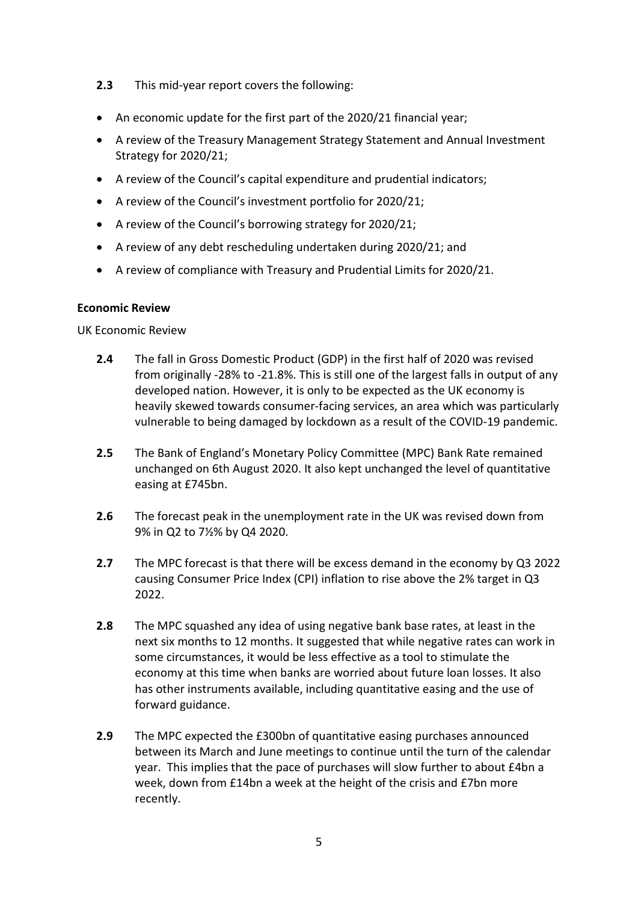**2.3** This mid-year report covers the following:

- An economic update for the first part of the 2020/21 financial year;
- A review of the Treasury Management Strategy Statement and Annual Investment Strategy for 2020/21;
- A review of the Council's capital expenditure and prudential indicators;
- A review of the Council's investment portfolio for 2020/21;
- A review of the Council's borrowing strategy for 2020/21;
- A review of any debt rescheduling undertaken during 2020/21; and
- A review of compliance with Treasury and Prudential Limits for 2020/21.

**Economic Review**

UK Economic Review

**2.4** The fall in Gross Domestic Product (GDP) in the first half of 2020 was revised from originally -28% to -21.8%. This is still one of the largest falls in output of any developed nation. However, it is only to be expected as the UK economy is heavily skewed towards consumer-facing services, an area which was particularly vulnerable to being damaged by lockdown as a result of the COVID-19 pandemic.

**2.5** The Bank of England's Monetary Policy Committee (MPC) Bank Rate remained unchanged on 6th August 2020. It also kept unchanged the level of quantitative easing at £745bn.

**2.6** The forecast peak in the unemployment rate in the UK was revised down from 9% in Q2 to 7½% by Q4 2020.

**2.7** The MPC forecast is that there will be excess demand in the economy by Q3 2022 causing Consumer Price Index (CPI) inflation to rise above the 2% target in Q3 2022.

**2.8** The MPC squashed any idea of using negative bank base rates, at least in the next six months to 12 months. It suggested that while negative rates can work in some circumstances, it would be less effective as a tool to stimulate the economy at this time when banks are worried about future loan losses. It also has other instruments available, including quantitative easing and the use of forward guidance.

**2.9** The MPC expected the £300bn of quantitative easing purchases announced between its March and June meetings to continue until the turn of the calendar year. This implies that the pace of purchases will slow further to about £4bn a week, down from £14bn a week at the height of the crisis and £7bn more recently.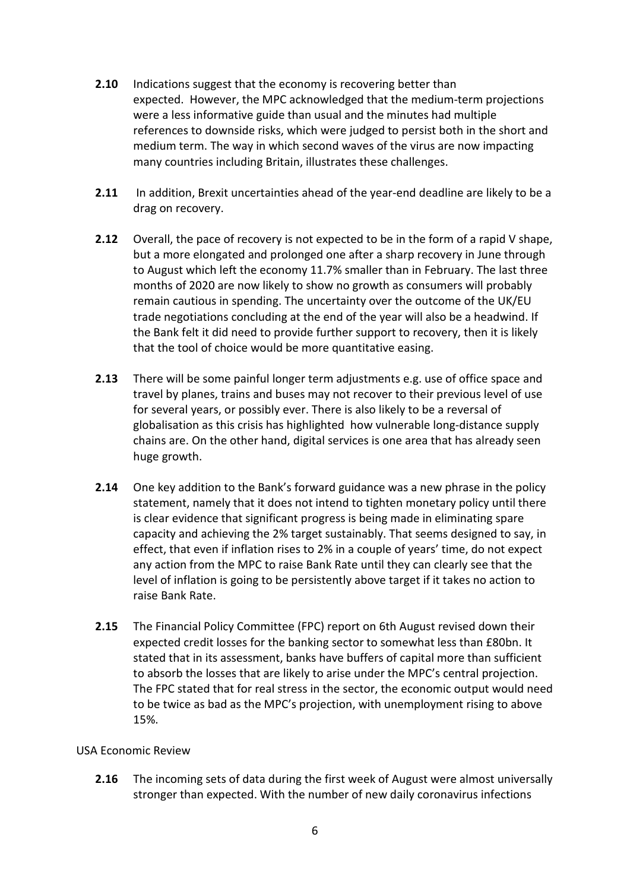**2.10** Indications suggest that the economy is recovering better than expected. However, the MPC acknowledged that the medium-term projections were a less informative guide than usual and the minutes had multiple references to downside risks, which were judged to persist both in the short and medium term. The way in which second waves of the virus are now impacting many countries including Britain, illustrates these challenges.

**2.11** In addition, Brexit uncertainties ahead of the year-end deadline are likely to be a drag on recovery.

**2.12** Overall, the pace of recovery is not expected to be in the form of a rapid V shape, but a more elongated and prolonged one after a sharp recovery in June through to August which left the economy 11.7% smaller than in February. The last three months of 2020 are now likely to show no growth as consumers will probably remain cautious in spending. The uncertainty over the outcome of the UK/EU trade negotiations concluding at the end of the year will also be a headwind. If the Bank felt it did need to provide further support to recovery, then it is likely that the tool of choice would be more quantitative easing.

**2.13** There will be some painful longer term adjustments e.g. use of office space and travel by planes, trains and buses may not recover to their previous level of use for several years, or possibly ever. There is also likely to be a reversal of globalisation as this crisis has highlighted how vulnerable long-distance supply chains are. On the other hand, digital services is one area that has already seen huge growth.

**2.14** One key addition to the Bank's forward guidance was a new phrase in the policy statement, namely that it does not intend to tighten monetary policy until there is clear evidence that significant progress is being made in eliminating spare capacity and achieving the 2% target sustainably. That seems designed to say, in effect, that even if inflation rises to 2% in a couple of years' time, do not expect any action from the MPC to raise Bank Rate until they can clearly see that the level of inflation is going to be persistently above target if it takes no action to raise Bank Rate.

**2.15** The Financial Policy Committee (FPC) report on 6th August revised down their expected credit losses for the banking sector to somewhat less than £80bn. It stated that in its assessment, banks have buffers of capital more than sufficient to absorb the losses that are likely to arise under the MPC's central projection. The FPC stated that for real stress in the sector, the economic output would need to be twice as bad as the MPC's projection, with unemployment rising to above 15%.

USA Economic Review

**2.16** The incoming sets of data during the first week of August were almost universally stronger than expected. With the number of new daily coronavirus infections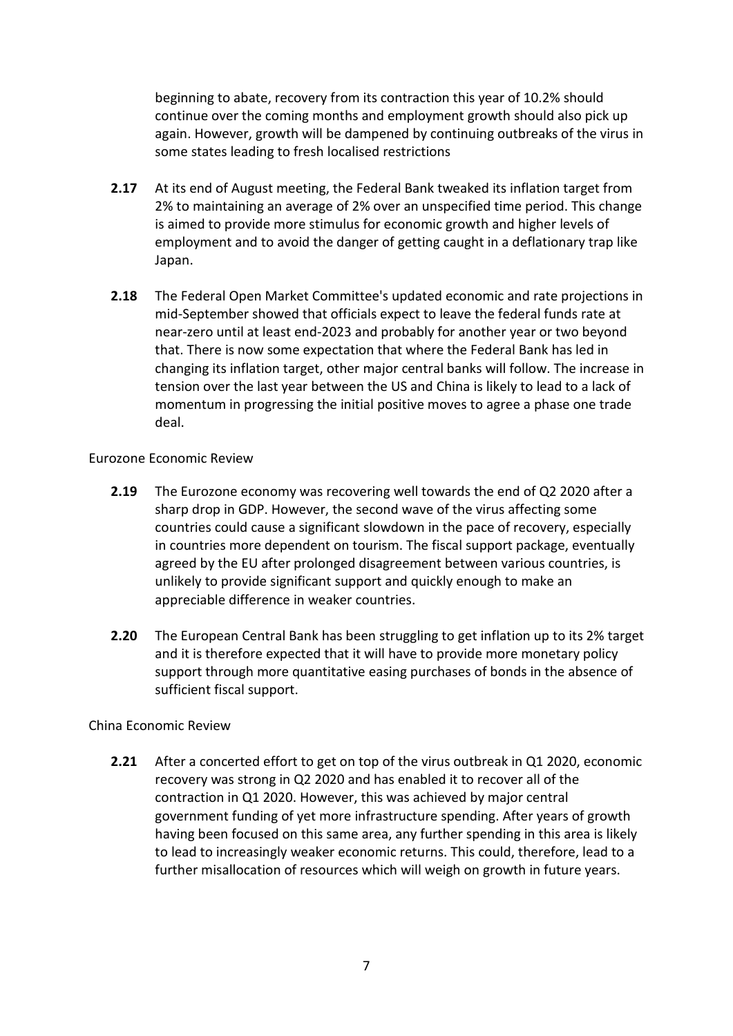beginning to abate, recovery from its contraction this year of 10.2% should continue over the coming months and employment growth should also pick up again. However, growth will be dampened by continuing outbreaks of the virus in some states leading to fresh localised restrictions

**2.17** At its end of August meeting, the Federal Bank tweaked its inflation target from 2% to maintaining an average of 2% over an unspecified time period. This change is aimed to provide more stimulus for economic growth and higher levels of employment and to avoid the danger of getting caught in a deflationary trap like Japan.

**2.18** The Federal Open Market Committee's updated economic and rate projections in mid-September showed that officials expect to leave the federal funds rate at near-zero until at least end-2023 and probably for another year or two beyond that. There is now some expectation that where the Federal Bank has led in changing its inflation target, other major central banks will follow. The increase in tension over the last year between the US and China is likely to lead to a lack of momentum in progressing the initial positive moves to agree a phase one trade deal.

Eurozone Economic Review

**2.19** The Eurozone economy was recovering well towards the end of Q2 2020 after a sharp drop in GDP. However, the second wave of the virus affecting some countries could cause a significant slowdown in the pace of recovery, especially in countries more dependent on tourism. The fiscal support package, eventually agreed by the EU after prolonged disagreement between various countries, is unlikely to provide significant support and quickly enough to make an appreciable difference in weaker countries.

**2.20** The European Central Bank has been struggling to get inflation up to its 2% target and it is therefore expected that it will have to provide more monetary policy support through more quantitative easing purchases of bonds in the absence of sufficient fiscal support.

China Economic Review

**2.21** After a concerted effort to get on top of the virus outbreak in Q1 2020, economic recovery was strong in Q2 2020 and has enabled it to recover all of the contraction in Q1 2020. However, this was achieved by major central government funding of yet more infrastructure spending. After years of growth having been focused on this same area, any further spending in this area is likely to lead to increasingly weaker economic returns. This could, therefore, lead to a further misallocation of resources which will weigh on growth in future years.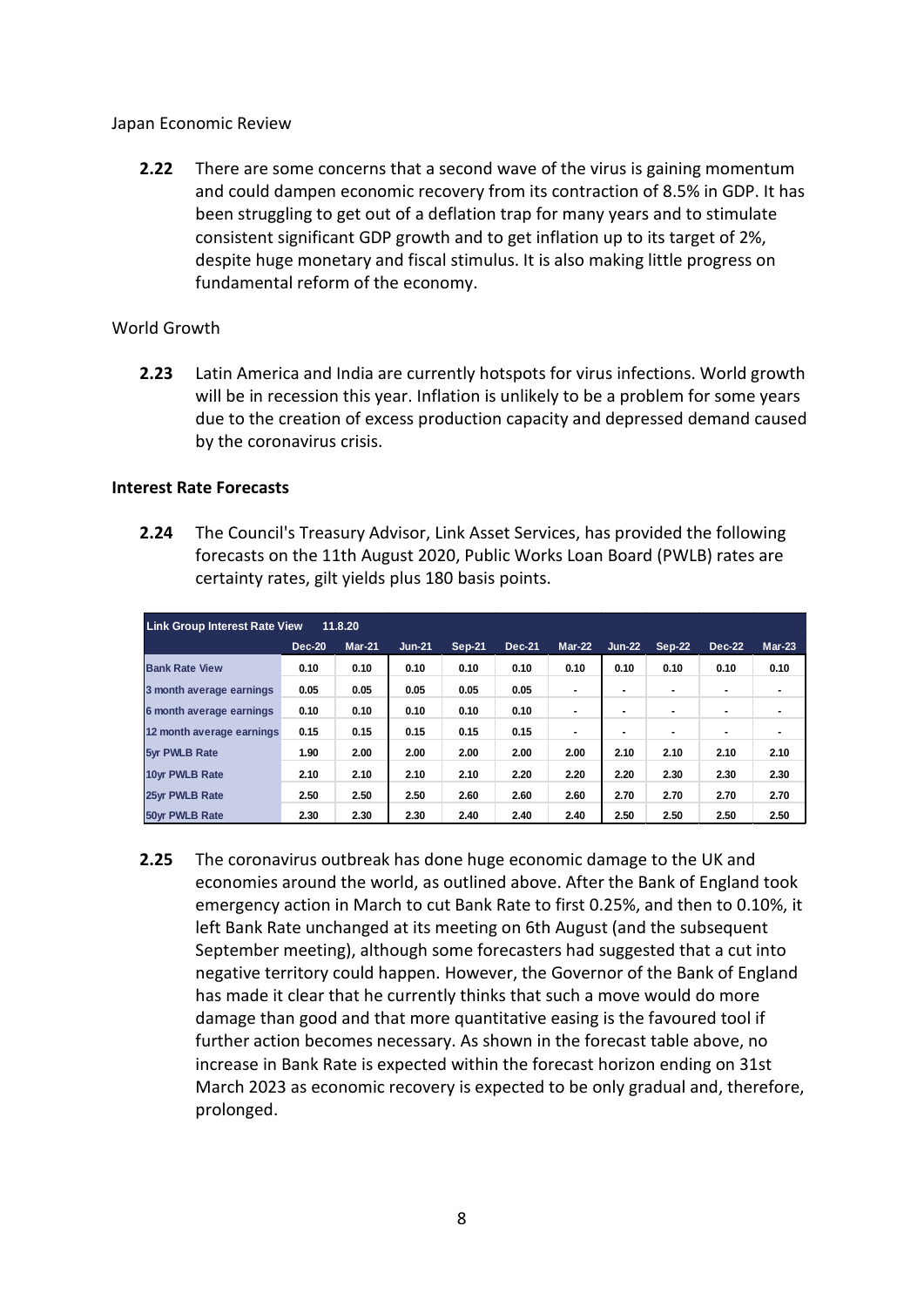Japan Economic Review

**2.22** There are some concerns that a second wave of the virus is gaining momentum and could dampen economic recovery from its contraction of 8.5% in GDP. It has been struggling to get out of a deflation trap for many years and to stimulate consistent significant GDP growth and to get inflation up to its target of 2%, despite huge monetary and fiscal stimulus. It is also making little progress on fundamental reform of the economy.

World Growth

**2.23** Latin America and India are currently hotspots for virus infections. World growth will be in recession this year. Inflation is unlikely to be a problem for some years due to the creation of excess production capacity and depressed demand caused by the coronavirus crisis.

**Interest Rate Forecasts**

**2.24** The Council's Treasury Advisor, Link Asset Services, has provided the following forecasts on the 11th August 2020, Public Works Loan Board (PWLB) rates are certainty rates, gilt yields plus 180 basis points.

| Link Group Interest Rate View 11.8.20 | | | | | | | | | | |
|---|---|---|---|---|---|---|---|---|---|---|
| | Dec-20 | Mar-21 | Jun-21 | Sep-21 | Dec-21 | Mar-22 | Jun-22 | Sep-22 | Dec-22 | Mar-23 |
| Bank Rate View | 0.10 | 0.10 | 0.10 | 0.10 | 0.10 | 0.10 | 0.10 | 0.10 | 0.10 | 0.10 |
| 3 month average earnings | 0.05 | 0.05 | 0.05 | 0.05 | 0.05 | - | - | - | - | - |
| 6 month average earnings | 0.10 | 0.10 | 0.10 | 0.10 | 0.10 | - | - | - | - | - |
| 12 month average earnings | 0.15 | 0.15 | 0.15 | 0.15 | 0.15 | - | - | - | - | - |
| 5yr PWLB Rate | 1.90 | 2.00 | 2.00 | 2.00 | 2.00 | 2.00 | 2.10 | 2.10 | 2.10 | 2.10 |
| 10yr PWLB Rate | 2.10 | 2.10 | 2.10 | 2.10 | 2.20 | 2.20 | 2.20 | 2.30 | 2.30 | 2.30 |
| 25yr PWLB Rate | 2.50 | 2.50 | 2.50 | 2.60 | 2.60 | 2.60 | 2.70 | 2.70 | 2.70 | 2.70 |
| 50yr PWLB Rate | 2.30 | 2.30 | 2.30 | 2.40 | 2.40 | 2.40 | 2.50 | 2.50 | 2.50 | 2.50 |

**2.25** The coronavirus outbreak has done huge economic damage to the UK and economies around the world, as outlined above. After the Bank of England took emergency action in March to cut Bank Rate to first 0.25%, and then to 0.10%, it left Bank Rate unchanged at its meeting on 6th August (and the subsequent September meeting), although some forecasters had suggested that a cut into negative territory could happen. However, the Governor of the Bank of England has made it clear that he currently thinks that such a move would do more damage than good and that more quantitative easing is the favoured tool if further action becomes necessary. As shown in the forecast table above, no increase in Bank Rate is expected within the forecast horizon ending on 31st March 2023 as economic recovery is expected to be only gradual and, therefore, prolonged.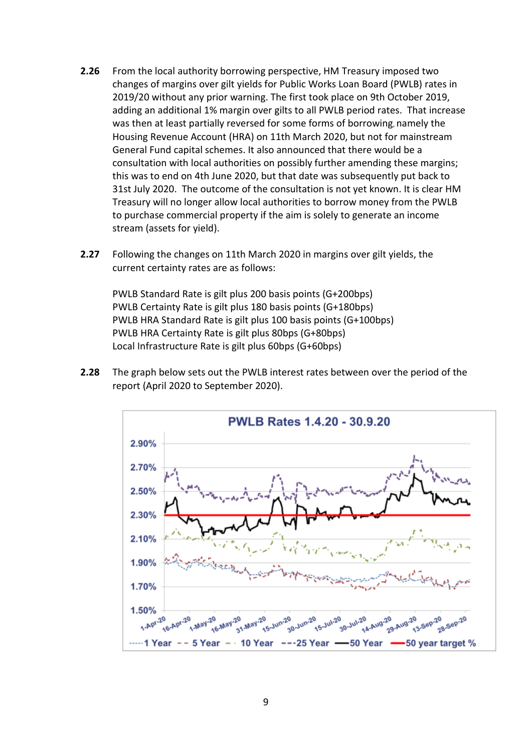**2.26** From the local authority borrowing perspective, HM Treasury imposed two changes of margins over gilt yields for Public Works Loan Board (PWLB) rates in 2019/20 without any prior warning. The first took place on 9th October 2019, adding an additional 1% margin over gilts to all PWLB period rates. That increase was then at least partially reversed for some forms of borrowing, namely the Housing Revenue Account (HRA) on 11th March 2020, but not for mainstream General Fund capital schemes. It also announced that there would be a consultation with local authorities on possibly further amending these margins; this was to end on 4th June 2020, but that date was subsequently put back to 31st July 2020. The outcome of the consultation is not yet known. It is clear HM Treasury will no longer allow local authorities to borrow money from the PWLB to purchase commercial property if the aim is solely to generate an income stream (assets for yield).

**2.27** Following the changes on 11th March 2020 in margins over gilt yields, the current certainty rates are as follows:

PWLB Standard Rate is gilt plus 200 basis points (G+200bps)
PWLB Certainty Rate is gilt plus 180 basis points (G+180bps)
PWLB HRA Standard Rate is gilt plus 100 basis points (G+100bps)
PWLB HRA Certainty Rate is gilt plus 80bps (G+80bps)
Local Infrastructure Rate is gilt plus 60bps (G+60bps)

**2.28** The graph below sets out the PWLB interest rates between over the period of the report (April 2020 to September 2020).

**PWLB Rates 1.4.20 - 30.9.20**

1 Year | 5 Year | 10 Year | 25 Year | 50 Year | 50 year target %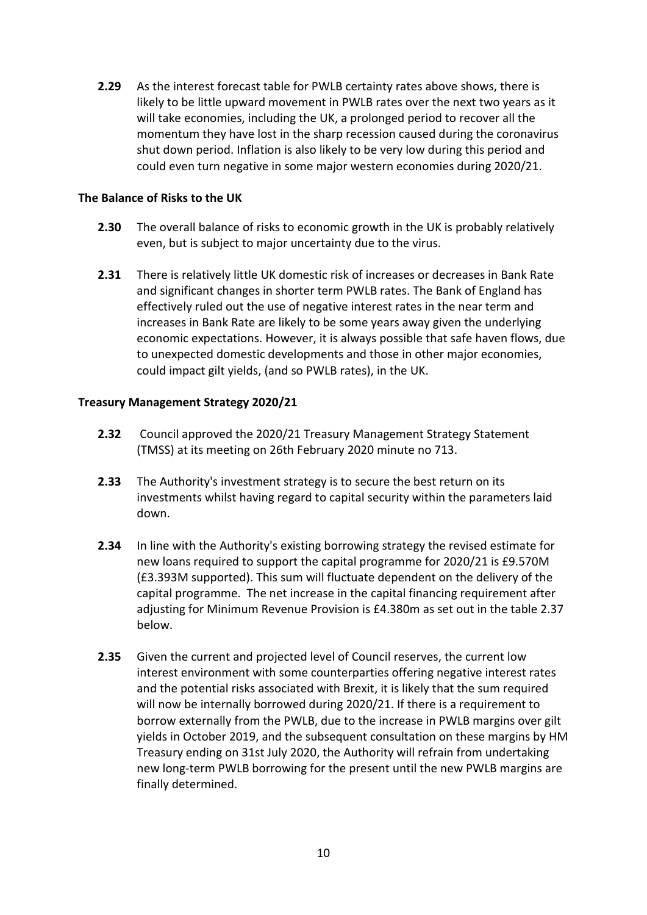**2.29** As the interest forecast table for PWLB certainty rates above shows, there is likely to be little upward movement in PWLB rates over the next two years as it will take economies, including the UK, a prolonged period to recover all the momentum they have lost in the sharp recession caused during the coronavirus shut down period. Inflation is also likely to be very low during this period and could even turn negative in some major western economies during 2020/21.

**The Balance of Risks to the UK**

**2.30** The overall balance of risks to economic growth in the UK is probably relatively even, but is subject to major uncertainty due to the virus.

**2.31** There is relatively little UK domestic risk of increases or decreases in Bank Rate and significant changes in shorter term PWLB rates. The Bank of England has effectively ruled out the use of negative interest rates in the near term and increases in Bank Rate are likely to be some years away given the underlying economic expectations. However, it is always possible that safe haven flows, due to unexpected domestic developments and those in other major economies, could impact gilt yields, (and so PWLB rates), in the UK.

**Treasury Management Strategy 2020/21**

**2.32** Council approved the 2020/21 Treasury Management Strategy Statement (TMSS) at its meeting on 26th February 2020 minute no 713.

**2.33** The Authority's investment strategy is to secure the best return on its investments whilst having regard to capital security within the parameters laid down.

**2.34** In line with the Authority's existing borrowing strategy the revised estimate for new loans required to support the capital programme for 2020/21 is £9.570M (£3.393M supported). This sum will fluctuate dependent on the delivery of the capital programme. The net increase in the capital financing requirement after adjusting for Minimum Revenue Provision is £4.380m as set out in the table 2.37 below.

**2.35** Given the current and projected level of Council reserves, the current low interest environment with some counterparties offering negative interest rates and the potential risks associated with Brexit, it is likely that the sum required will now be internally borrowed during 2020/21. If there is a requirement to borrow externally from the PWLB, due to the increase in PWLB margins over gilt yields in October 2019, and the subsequent consultation on these margins by HM Treasury ending on 31st July 2020, the Authority will refrain from undertaking new long-term PWLB borrowing for the present until the new PWLB margins are finally determined.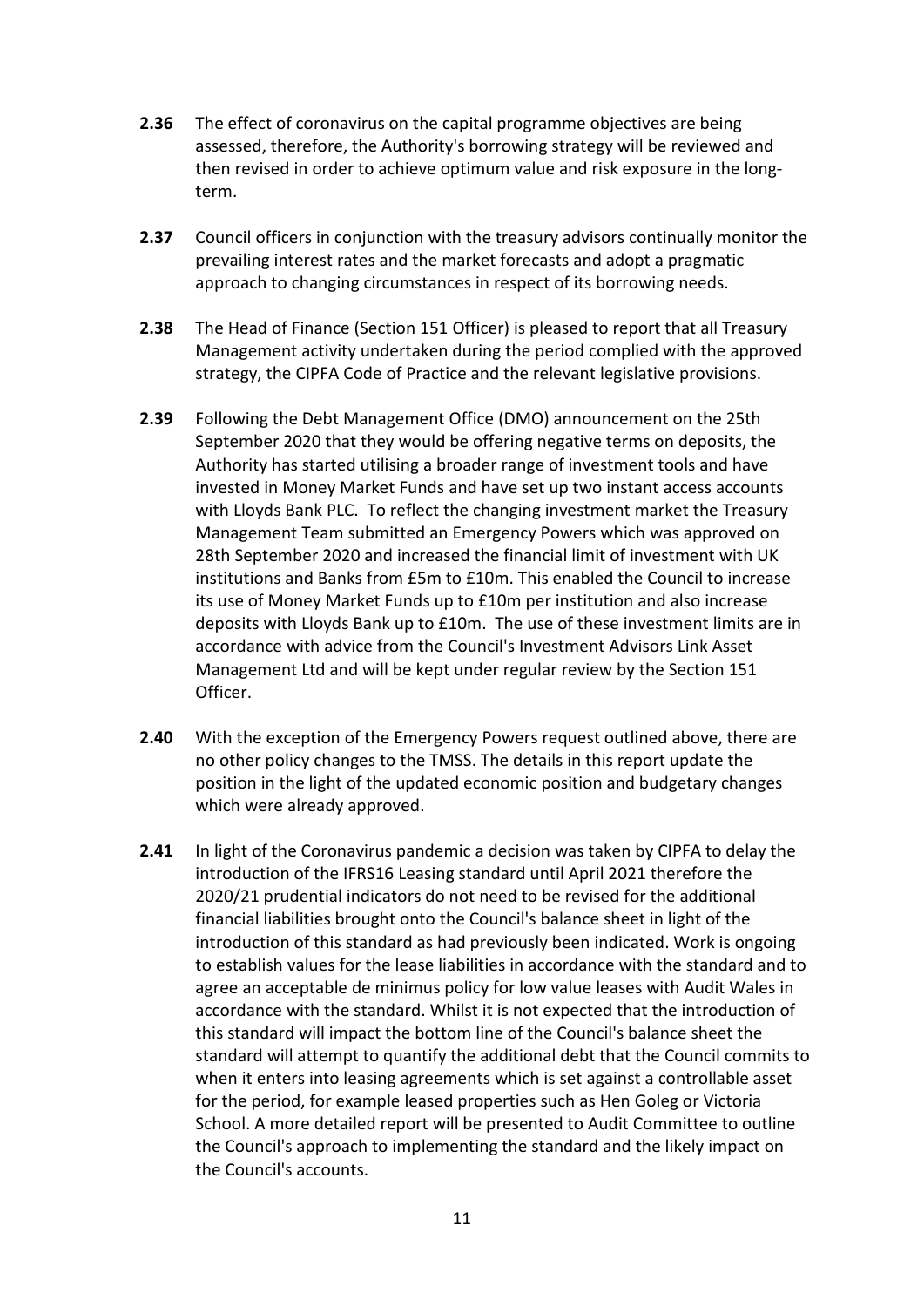**2.36** The effect of coronavirus on the capital programme objectives are being assessed, therefore, the Authority's borrowing strategy will be reviewed and then revised in order to achieve optimum value and risk exposure in the long-term.

**2.37** Council officers in conjunction with the treasury advisors continually monitor the prevailing interest rates and the market forecasts and adopt a pragmatic approach to changing circumstances in respect of its borrowing needs.

**2.38** The Head of Finance (Section 151 Officer) is pleased to report that all Treasury Management activity undertaken during the period complied with the approved strategy, the CIPFA Code of Practice and the relevant legislative provisions.

**2.39** Following the Debt Management Office (DMO) announcement on the 25th September 2020 that they would be offering negative terms on deposits, the Authority has started utilising a broader range of investment tools and have invested in Money Market Funds and have set up two instant access accounts with Lloyds Bank PLC. To reflect the changing investment market the Treasury Management Team submitted an Emergency Powers which was approved on 28th September 2020 and increased the financial limit of investment with UK institutions and Banks from £5m to £10m. This enabled the Council to increase its use of Money Market Funds up to £10m per institution and also increase deposits with Lloyds Bank up to £10m. The use of these investment limits are in accordance with advice from the Council's Investment Advisors Link Asset Management Ltd and will be kept under regular review by the Section 151 Officer.

**2.40** With the exception of the Emergency Powers request outlined above, there are no other policy changes to the TMSS. The details in this report update the position in the light of the updated economic position and budgetary changes which were already approved.

**2.41** In light of the Coronavirus pandemic a decision was taken by CIPFA to delay the introduction of the IFRS16 Leasing standard until April 2021 therefore the 2020/21 prudential indicators do not need to be revised for the additional financial liabilities brought onto the Council's balance sheet in light of the introduction of this standard as had previously been indicated. Work is ongoing to establish values for the lease liabilities in accordance with the standard and to agree an acceptable de minimus policy for low value leases with Audit Wales in accordance with the standard. Whilst it is not expected that the introduction of this standard will impact the bottom line of the Council's balance sheet the standard will attempt to quantify the additional debt that the Council commits to when it enters into leasing agreements which is set against a controllable asset for the period, for example leased properties such as Hen Goleg or Victoria School. A more detailed report will be presented to Audit Committee to outline the Council's approach to implementing the standard and the likely impact on the Council's accounts.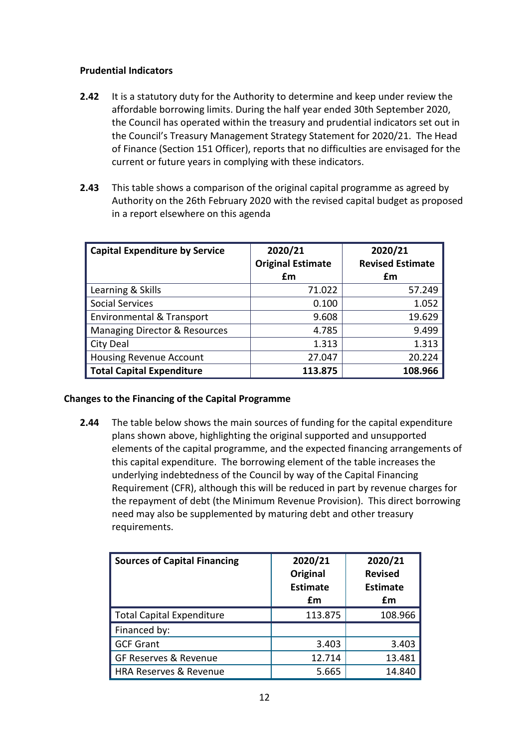### Prudential Indicators

**2.42** It is a statutory duty for the Authority to determine and keep under review the affordable borrowing limits. During the half year ended 30th September 2020, the Council has operated within the treasury and prudential indicators set out in the Council's Treasury Management Strategy Statement for 2020/21. The Head of Finance (Section 151 Officer), reports that no difficulties are envisaged for the current or future years in complying with these indicators.

**2.43** This table shows a comparison of the original capital programme as agreed by Authority on the 26th February 2020 with the revised capital budget as proposed in a report elsewhere on this agenda

| Capital Expenditure by Service | 2020/21 Original Estimate £m | 2020/21 Revised Estimate £m |
|---|---|---|
| Learning & Skills | 71.022 | 57.249 |
| Social Services | 0.100 | 1.052 |
| Environmental & Transport | 9.608 | 19.629 |
| Managing Director & Resources | 4.785 | 9.499 |
| City Deal | 1.313 | 1.313 |
| Housing Revenue Account | 27.047 | 20.224 |
| **Total Capital Expenditure** | **113.875** | **108.966** |

### Changes to the Financing of the Capital Programme

**2.44** The table below shows the main sources of funding for the capital expenditure plans shown above, highlighting the original supported and unsupported elements of the capital programme, and the expected financing arrangements of this capital expenditure. The borrowing element of the table increases the underlying indebtedness of the Council by way of the Capital Financing Requirement (CFR), although this will be reduced in part by revenue charges for the repayment of debt (the Minimum Revenue Provision). This direct borrowing need may also be supplemented by maturing debt and other treasury requirements.

| Sources of Capital Financing | 2020/21 Original Estimate £m | 2020/21 Revised Estimate £m |
|---|---|---|
| Total Capital Expenditure | 113.875 | 108.966 |
| Financed by: | | |
| GCF Grant | 3.403 | 3.403 |
| GF Reserves & Revenue | 12.714 | 13.481 |
| HRA Reserves & Revenue | 5.665 | 14.840 |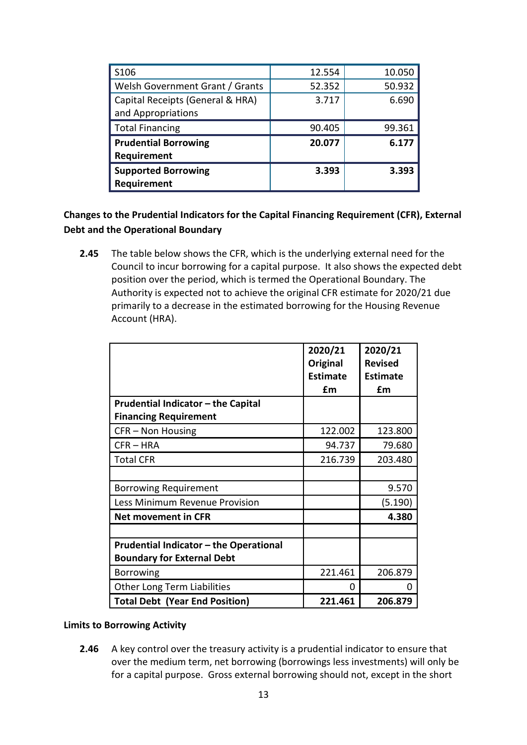| | | |
|---|---|---|
| S106 | 12.554 | 10.050 |
| Welsh Government Grant / Grants | 52.352 | 50.932 |
| Capital Receipts (General & HRA) and Appropriations | 3.717 | 6.690 |
| Total Financing | 90.405 | 99.361 |
| **Prudential Borrowing Requirement** | **20.077** | **6.177** |
| **Supported Borrowing Requirement** | **3.393** | **3.393** |

**Changes to the Prudential Indicators for the Capital Financing Requirement (CFR), External Debt and the Operational Boundary**

**2.45** The table below shows the CFR, which is the underlying external need for the Council to incur borrowing for a capital purpose. It also shows the expected debt position over the period, which is termed the Operational Boundary. The Authority is expected not to achieve the original CFR estimate for 2020/21 due primarily to a decrease in the estimated borrowing for the Housing Revenue Account (HRA).

| | **2020/21 Original Estimate £m** | **2020/21 Revised Estimate £m** |
|---|---|---|
| **Prudential Indicator – the Capital Financing Requirement** | | |
| CFR – Non Housing | 122.002 | 123.800 |
| CFR – HRA | 94.737 | 79.680 |
| Total CFR | 216.739 | 203.480 |
| | | |
| Borrowing Requirement | | 9.570 |
| Less Minimum Revenue Provision | | (5.190) |
| **Net movement in CFR** | | **4.380** |
| | | |
| **Prudential Indicator – the Operational Boundary for External Debt** | | |
| Borrowing | 221.461 | 206.879 |
| Other Long Term Liabilities | 0 | 0 |
| **Total Debt (Year End Position)** | **221.461** | **206.879** |

**Limits to Borrowing Activity**

**2.46** A key control over the treasury activity is a prudential indicator to ensure that over the medium term, net borrowing (borrowings less investments) will only be for a capital purpose. Gross external borrowing should not, except in the short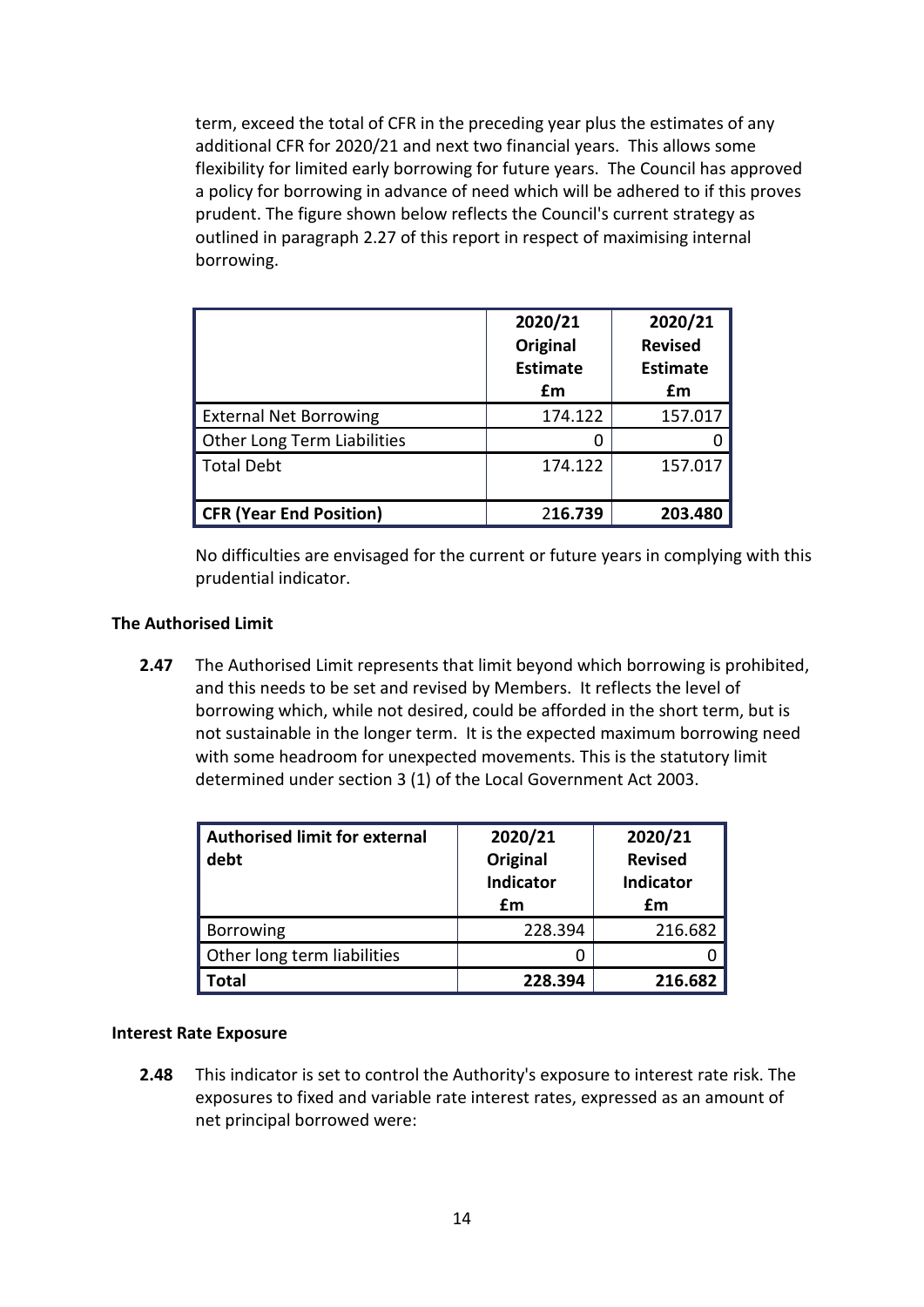term, exceed the total of CFR in the preceding year plus the estimates of any additional CFR for 2020/21 and next two financial years. This allows some flexibility for limited early borrowing for future years. The Council has approved a policy for borrowing in advance of need which will be adhered to if this proves prudent. The figure shown below reflects the Council's current strategy as outlined in paragraph 2.27 of this report in respect of maximising internal borrowing.

| | 2020/21 Original Estimate £m | 2020/21 Revised Estimate £m |
|---|---|---|
| External Net Borrowing | 174.122 | 157.017 |
| Other Long Term Liabilities | 0 | 0 |
| Total Debt | 174.122 | 157.017 |
| **CFR (Year End Position)** | **216.739** | **203.480** |

No difficulties are envisaged for the current or future years in complying with this prudential indicator.

**The Authorised Limit**

**2.47** The Authorised Limit represents that limit beyond which borrowing is prohibited, and this needs to be set and revised by Members. It reflects the level of borrowing which, while not desired, could be afforded in the short term, but is not sustainable in the longer term. It is the expected maximum borrowing need with some headroom for unexpected movements. This is the statutory limit determined under section 3 (1) of the Local Government Act 2003.

| Authorised limit for external debt | 2020/21 Original Indicator £m | 2020/21 Revised Indicator £m |
|---|---|---|
| Borrowing | 228.394 | 216.682 |
| Other long term liabilities | 0 | 0 |
| **Total** | **228.394** | **216.682** |

**Interest Rate Exposure**

**2.48** This indicator is set to control the Authority's exposure to interest rate risk. The exposures to fixed and variable rate interest rates, expressed as an amount of net principal borrowed were: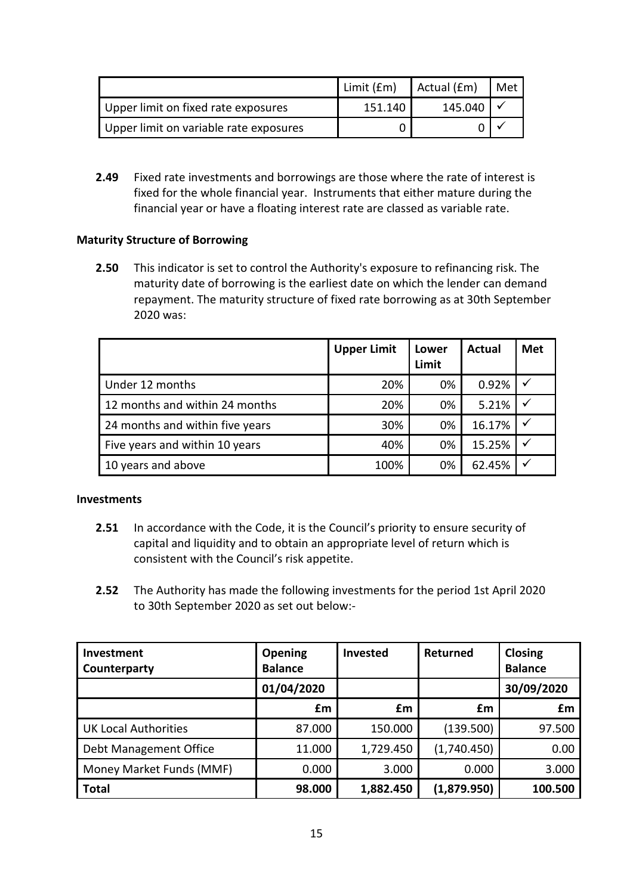| | Limit (£m) | Actual (£m) | Met |
|---|---|---|---|
| Upper limit on fixed rate exposures | 151.140 | 145.040 | ✓ |
| Upper limit on variable rate exposures | 0 | 0 | ✓ |

**2.49** Fixed rate investments and borrowings are those where the rate of interest is fixed for the whole financial year. Instruments that either mature during the financial year or have a floating interest rate are classed as variable rate.

**Maturity Structure of Borrowing**

**2.50** This indicator is set to control the Authority's exposure to refinancing risk. The maturity date of borrowing is the earliest date on which the lender can demand repayment. The maturity structure of fixed rate borrowing as at 30th September 2020 was:

| | Upper Limit | Lower Limit | Actual | Met |
|---|---|---|---|---|
| Under 12 months | 20% | 0% | 0.92% | ✓ |
| 12 months and within 24 months | 20% | 0% | 5.21% | ✓ |
| 24 months and within five years | 30% | 0% | 16.17% | ✓ |
| Five years and within 10 years | 40% | 0% | 15.25% | ✓ |
| 10 years and above | 100% | 0% | 62.45% | ✓ |

**Investments**

**2.51** In accordance with the Code, it is the Council's priority to ensure security of capital and liquidity and to obtain an appropriate level of return which is consistent with the Council's risk appetite.

**2.52** The Authority has made the following investments for the period 1st April 2020 to 30th September 2020 as set out below:-

| Investment Counterparty | Opening Balance | Invested | Returned | Closing Balance |
|---|---|---|---|---|
| | 01/04/2020 | | | 30/09/2020 |
| | £m | £m | £m | £m |
| UK Local Authorities | 87.000 | 150.000 | (139.500) | 97.500 |
| Debt Management Office | 11.000 | 1,729.450 | (1,740.450) | 0.00 |
| Money Market Funds (MMF) | 0.000 | 3.000 | 0.000 | 3.000 |
| **Total** | **98.000** | **1,882.450** | **(1,879.950)** | **100.500** |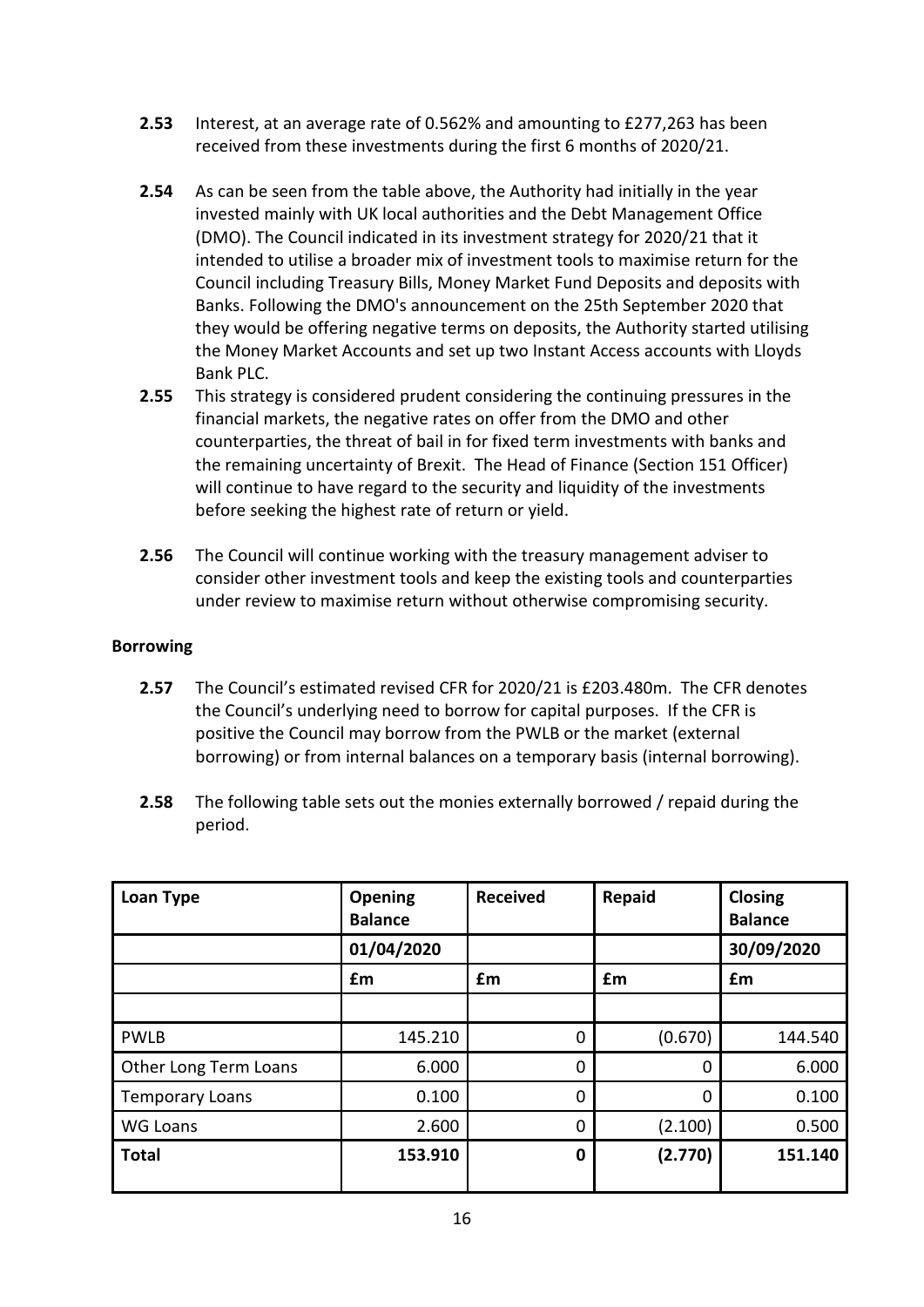**2.53** Interest, at an average rate of 0.562% and amounting to £277,263 has been received from these investments during the first 6 months of 2020/21.

**2.54** As can be seen from the table above, the Authority had initially in the year invested mainly with UK local authorities and the Debt Management Office (DMO). The Council indicated in its investment strategy for 2020/21 that it intended to utilise a broader mix of investment tools to maximise return for the Council including Treasury Bills, Money Market Fund Deposits and deposits with Banks. Following the DMO's announcement on the 25th September 2020 that they would be offering negative terms on deposits, the Authority started utilising the Money Market Accounts and set up two Instant Access accounts with Lloyds Bank PLC.

**2.55** This strategy is considered prudent considering the continuing pressures in the financial markets, the negative rates on offer from the DMO and other counterparties, the threat of bail in for fixed term investments with banks and the remaining uncertainty of Brexit. The Head of Finance (Section 151 Officer) will continue to have regard to the security and liquidity of the investments before seeking the highest rate of return or yield.

**2.56** The Council will continue working with the treasury management adviser to consider other investment tools and keep the existing tools and counterparties under review to maximise return without otherwise compromising security.

**Borrowing**

**2.57** The Council's estimated revised CFR for 2020/21 is £203.480m. The CFR denotes the Council's underlying need to borrow for capital purposes. If the CFR is positive the Council may borrow from the PWLB or the market (external borrowing) or from internal balances on a temporary basis (internal borrowing).

**2.58** The following table sets out the monies externally borrowed / repaid during the period.

| Loan Type | Opening Balance | Received | Repaid | Closing Balance |
|---|---|---|---|---|
| | 01/04/2020 | | | 30/09/2020 |
| | £m | £m | £m | £m |
| | | | | |
| PWLB | 145.210 | 0 | (0.670) | 144.540 |
| Other Long Term Loans | 6.000 | 0 | 0 | 6.000 |
| Temporary Loans | 0.100 | 0 | 0 | 0.100 |
| WG Loans | 2.600 | 0 | (2.100) | 0.500 |
| **Total** | **153.910** | **0** | **(2.770)** | **151.140** |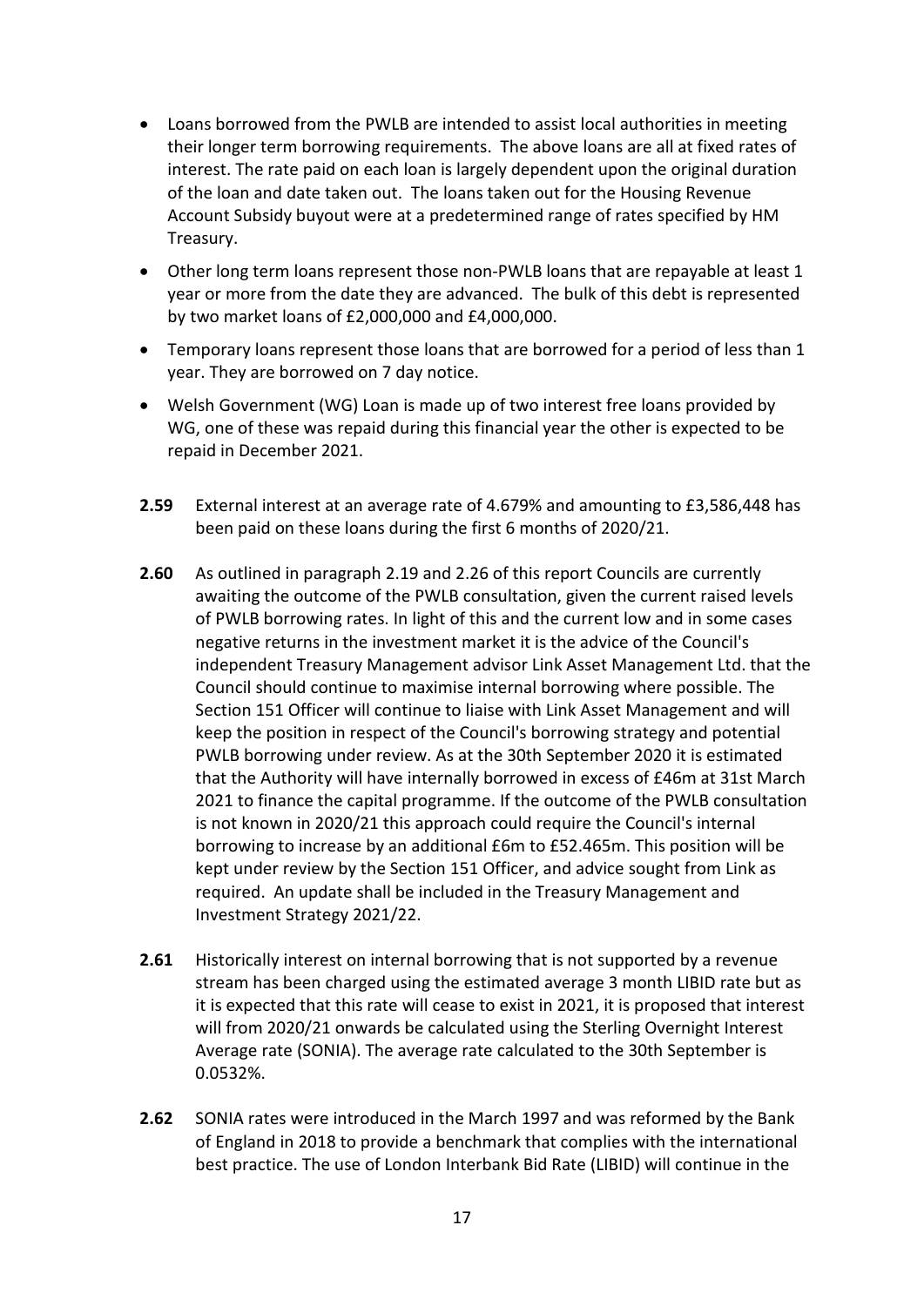- Loans borrowed from the PWLB are intended to assist local authorities in meeting their longer term borrowing requirements. The above loans are all at fixed rates of interest. The rate paid on each loan is largely dependent upon the original duration of the loan and date taken out. The loans taken out for the Housing Revenue Account Subsidy buyout were at a predetermined range of rates specified by HM Treasury.
- Other long term loans represent those non-PWLB loans that are repayable at least 1 year or more from the date they are advanced. The bulk of this debt is represented by two market loans of £2,000,000 and £4,000,000.
- Temporary loans represent those loans that are borrowed for a period of less than 1 year. They are borrowed on 7 day notice.
- Welsh Government (WG) Loan is made up of two interest free loans provided by WG, one of these was repaid during this financial year the other is expected to be repaid in December 2021.

**2.59** External interest at an average rate of 4.679% and amounting to £3,586,448 has been paid on these loans during the first 6 months of 2020/21.

**2.60** As outlined in paragraph 2.19 and 2.26 of this report Councils are currently awaiting the outcome of the PWLB consultation, given the current raised levels of PWLB borrowing rates. In light of this and the current low and in some cases negative returns in the investment market it is the advice of the Council's independent Treasury Management advisor Link Asset Management Ltd. that the Council should continue to maximise internal borrowing where possible. The Section 151 Officer will continue to liaise with Link Asset Management and will keep the position in respect of the Council's borrowing strategy and potential PWLB borrowing under review. As at the 30th September 2020 it is estimated that the Authority will have internally borrowed in excess of £46m at 31st March 2021 to finance the capital programme. If the outcome of the PWLB consultation is not known in 2020/21 this approach could require the Council's internal borrowing to increase by an additional £6m to £52.465m. This position will be kept under review by the Section 151 Officer, and advice sought from Link as required. An update shall be included in the Treasury Management and Investment Strategy 2021/22.

**2.61** Historically interest on internal borrowing that is not supported by a revenue stream has been charged using the estimated average 3 month LIBID rate but as it is expected that this rate will cease to exist in 2021, it is proposed that interest will from 2020/21 onwards be calculated using the Sterling Overnight Interest Average rate (SONIA). The average rate calculated to the 30th September is 0.0532%.

**2.62** SONIA rates were introduced in the March 1997 and was reformed by the Bank of England in 2018 to provide a benchmark that complies with the international best practice. The use of London Interbank Bid Rate (LIBID) will continue in the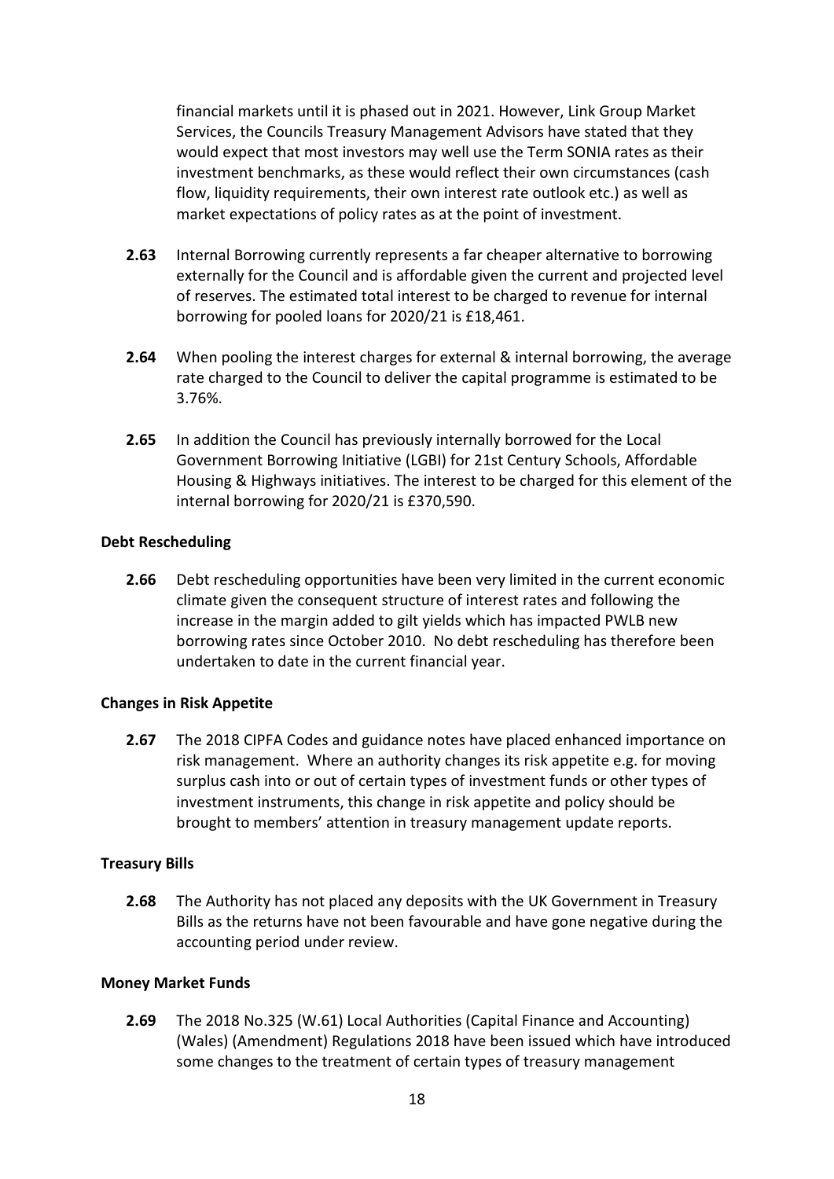financial markets until it is phased out in 2021. However, Link Group Market Services, the Councils Treasury Management Advisors have stated that they would expect that most investors may well use the Term SONIA rates as their investment benchmarks, as these would reflect their own circumstances (cash flow, liquidity requirements, their own interest rate outlook etc.) as well as market expectations of policy rates as at the point of investment.

**2.63** Internal Borrowing currently represents a far cheaper alternative to borrowing externally for the Council and is affordable given the current and projected level of reserves. The estimated total interest to be charged to revenue for internal borrowing for pooled loans for 2020/21 is £18,461.

**2.64** When pooling the interest charges for external & internal borrowing, the average rate charged to the Council to deliver the capital programme is estimated to be 3.76%.

**2.65** In addition the Council has previously internally borrowed for the Local Government Borrowing Initiative (LGBI) for 21st Century Schools, Affordable Housing & Highways initiatives. The interest to be charged for this element of the internal borrowing for 2020/21 is £370,590.

**Debt Rescheduling**

**2.66** Debt rescheduling opportunities have been very limited in the current economic climate given the consequent structure of interest rates and following the increase in the margin added to gilt yields which has impacted PWLB new borrowing rates since October 2010. No debt rescheduling has therefore been undertaken to date in the current financial year.

**Changes in Risk Appetite**

**2.67** The 2018 CIPFA Codes and guidance notes have placed enhanced importance on risk management. Where an authority changes its risk appetite e.g. for moving surplus cash into or out of certain types of investment funds or other types of investment instruments, this change in risk appetite and policy should be brought to members' attention in treasury management update reports.

**Treasury Bills**

**2.68** The Authority has not placed any deposits with the UK Government in Treasury Bills as the returns have not been favourable and have gone negative during the accounting period under review.

**Money Market Funds**

**2.69** The 2018 No.325 (W.61) Local Authorities (Capital Finance and Accounting) (Wales) (Amendment) Regulations 2018 have been issued which have introduced some changes to the treatment of certain types of treasury management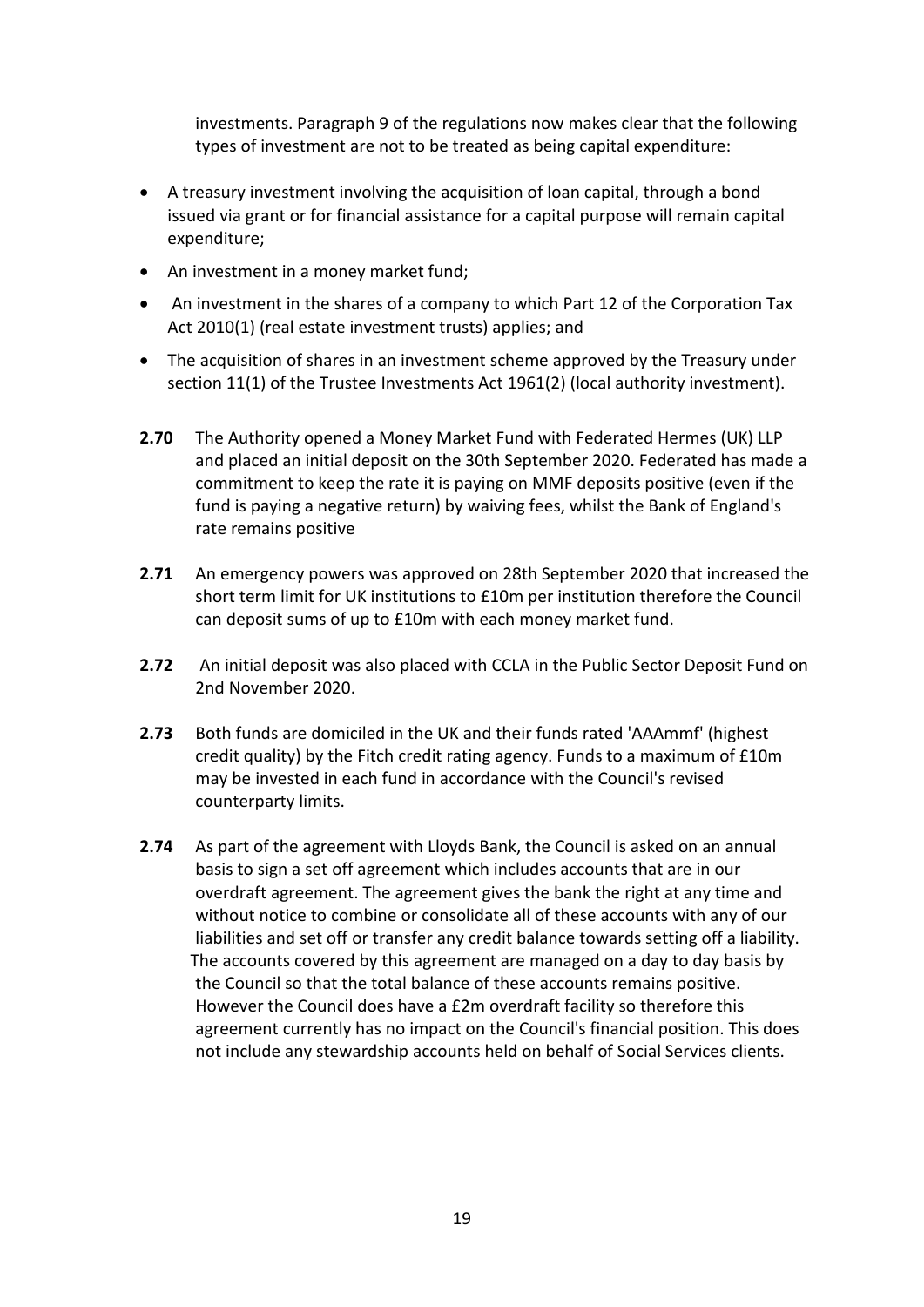investments. Paragraph 9 of the regulations now makes clear that the following types of investment are not to be treated as being capital expenditure:

- A treasury investment involving the acquisition of loan capital, through a bond issued via grant or for financial assistance for a capital purpose will remain capital expenditure;
- An investment in a money market fund;
- An investment in the shares of a company to which Part 12 of the Corporation Tax Act 2010(1) (real estate investment trusts) applies; and
- The acquisition of shares in an investment scheme approved by the Treasury under section 11(1) of the Trustee Investments Act 1961(2) (local authority investment).

**2.70** The Authority opened a Money Market Fund with Federated Hermes (UK) LLP and placed an initial deposit on the 30th September 2020. Federated has made a commitment to keep the rate it is paying on MMF deposits positive (even if the fund is paying a negative return) by waiving fees, whilst the Bank of England's rate remains positive

**2.71** An emergency powers was approved on 28th September 2020 that increased the short term limit for UK institutions to £10m per institution therefore the Council can deposit sums of up to £10m with each money market fund.

**2.72** An initial deposit was also placed with CCLA in the Public Sector Deposit Fund on 2nd November 2020.

**2.73** Both funds are domiciled in the UK and their funds rated 'AAAmmf' (highest credit quality) by the Fitch credit rating agency. Funds to a maximum of £10m may be invested in each fund in accordance with the Council's revised counterparty limits.

**2.74** As part of the agreement with Lloyds Bank, the Council is asked on an annual basis to sign a set off agreement which includes accounts that are in our overdraft agreement. The agreement gives the bank the right at any time and without notice to combine or consolidate all of these accounts with any of our liabilities and set off or transfer any credit balance towards setting off a liability. The accounts covered by this agreement are managed on a day to day basis by the Council so that the total balance of these accounts remains positive. However the Council does have a £2m overdraft facility so therefore this agreement currently has no impact on the Council's financial position. This does not include any stewardship accounts held on behalf of Social Services clients.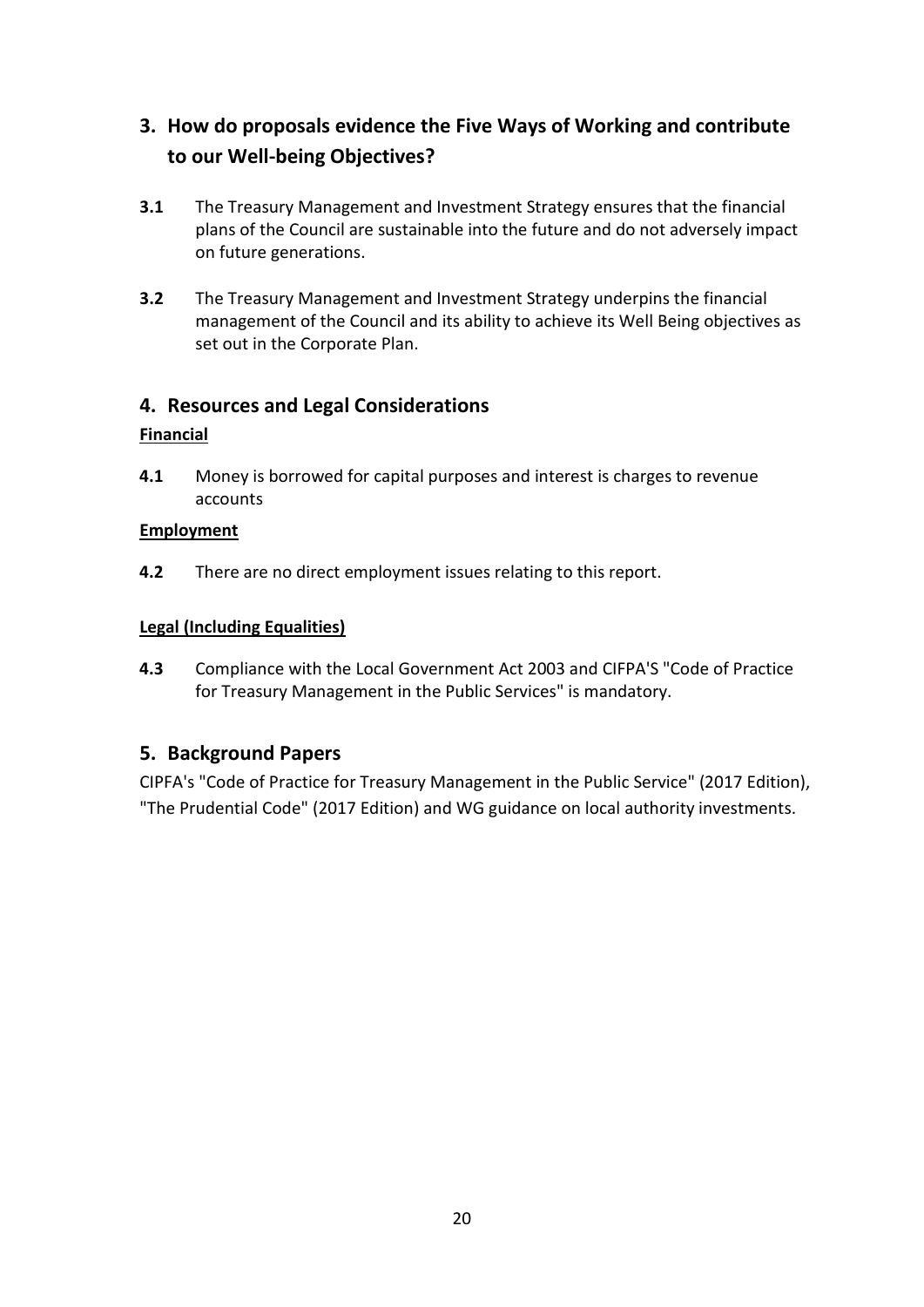## 3. How do proposals evidence the Five Ways of Working and contribute to our Well-being Objectives?

**3.1** The Treasury Management and Investment Strategy ensures that the financial plans of the Council are sustainable into the future and do not adversely impact on future generations.

**3.2** The Treasury Management and Investment Strategy underpins the financial management of the Council and its ability to achieve its Well Being objectives as set out in the Corporate Plan.

## 4. Resources and Legal Considerations

**Financial**

**4.1** Money is borrowed for capital purposes and interest is charges to revenue accounts

**Employment**

**4.2** There are no direct employment issues relating to this report.

**Legal (Including Equalities)**

**4.3** Compliance with the Local Government Act 2003 and CIFPA'S "Code of Practice for Treasury Management in the Public Services" is mandatory.

## 5. Background Papers

CIPFA's "Code of Practice for Treasury Management in the Public Service" (2017 Edition), "The Prudential Code" (2017 Edition) and WG guidance on local authority investments.